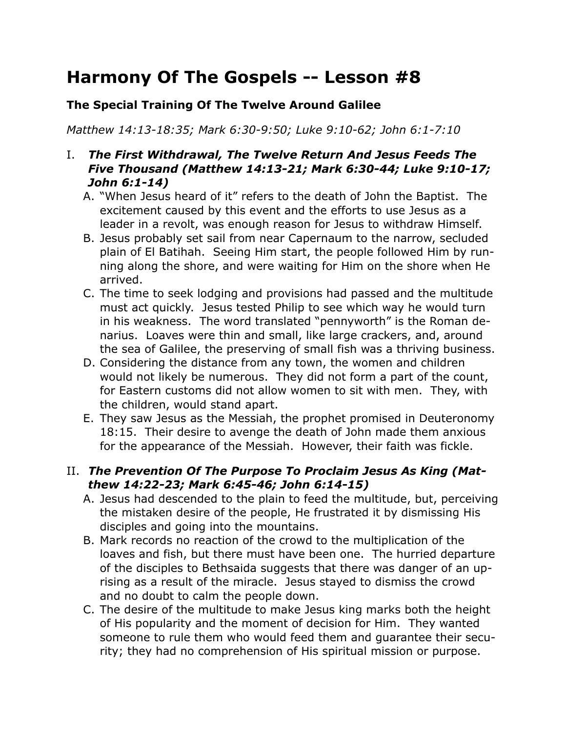# Harmony Of The Gospels -- Lesson #8

### The Special Training Of The Twelve Around Galilee

*Matthew 14:13-18:35; Mark 6:30-9:50; Luke 9:10-62; John 6:1-7:10*

I. ***The First Withdrawal, The Twelve Return And Jesus Feeds The Five Thousand (Matthew 14:13-21; Mark 6:30-44; Luke 9:10-17; John 6:1-14)***

   A. "When Jesus heard of it" refers to the death of John the Baptist. The excitement caused by this event and the efforts to use Jesus as a leader in a revolt, was enough reason for Jesus to withdraw Himself.

   B. Jesus probably set sail from near Capernaum to the narrow, secluded plain of El Batihah. Seeing Him start, the people followed Him by running along the shore, and were waiting for Him on the shore when He arrived.

   C. The time to seek lodging and provisions had passed and the multitude must act quickly. Jesus tested Philip to see which way he would turn in his weakness. The word translated "pennyworth" is the Roman denarius. Loaves were thin and small, like large crackers, and, around the sea of Galilee, the preserving of small fish was a thriving business.

   D. Considering the distance from any town, the women and children would not likely be numerous. They did not form a part of the count, for Eastern customs did not allow women to sit with men. They, with the children, would stand apart.

   E. They saw Jesus as the Messiah, the prophet promised in Deuteronomy 18:15. Their desire to avenge the death of John made them anxious for the appearance of the Messiah. However, their faith was fickle.

II. ***The Prevention Of The Purpose To Proclaim Jesus As King (Matthew 14:22-23; Mark 6:45-46; John 6:14-15)***

   A. Jesus had descended to the plain to feed the multitude, but, perceiving the mistaken desire of the people, He frustrated it by dismissing His disciples and going into the mountains.

   B. Mark records no reaction of the crowd to the multiplication of the loaves and fish, but there must have been one. The hurried departure of the disciples to Bethsaida suggests that there was danger of an uprising as a result of the miracle. Jesus stayed to dismiss the crowd and no doubt to calm the people down.

   C. The desire of the multitude to make Jesus king marks both the height of His popularity and the moment of decision for Him. They wanted someone to rule them who would feed them and guarantee their security; they had no comprehension of His spiritual mission or purpose.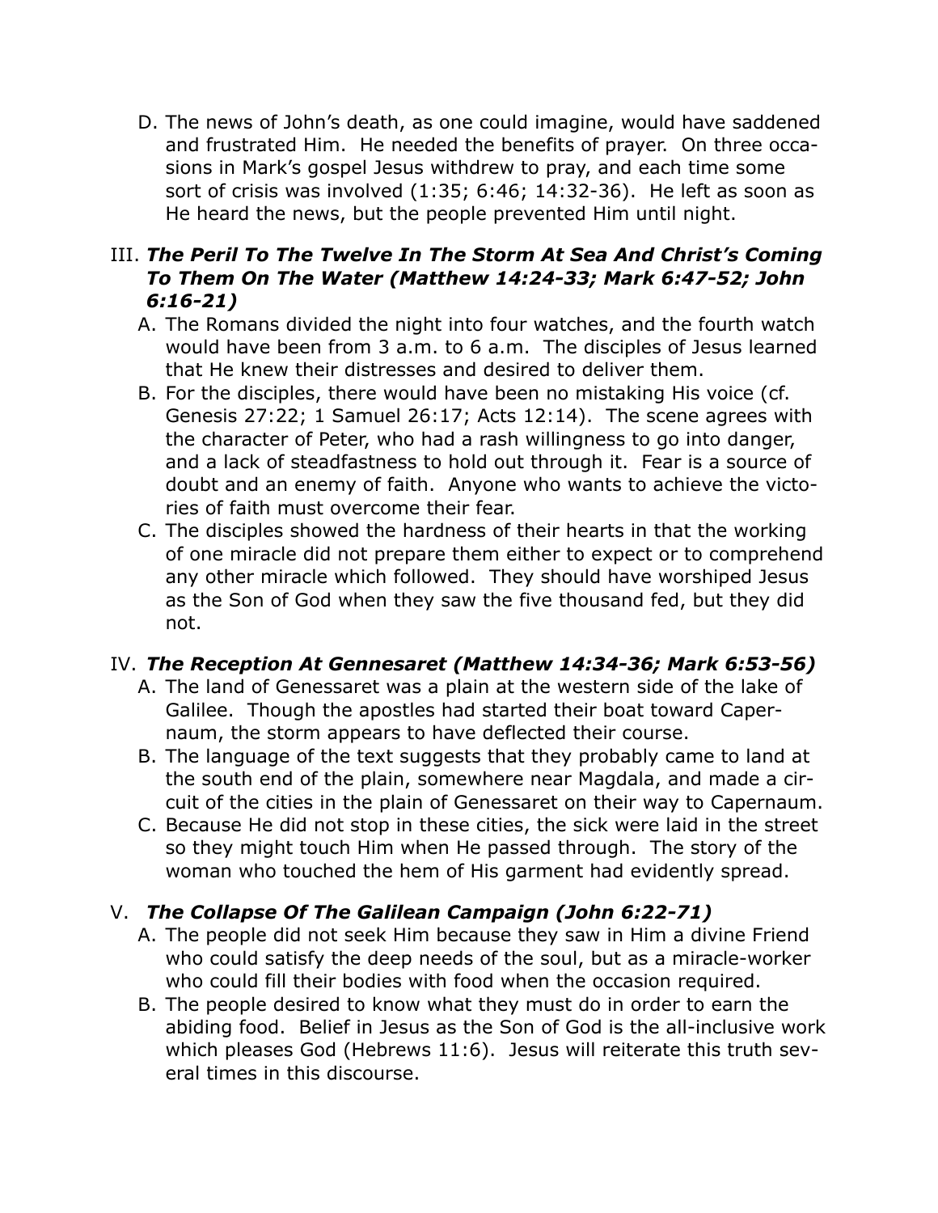D. The news of John's death, as one could imagine, would have saddened and frustrated Him. He needed the benefits of prayer. On three occasions in Mark's gospel Jesus withdrew to pray, and each time some sort of crisis was involved (1:35; 6:46; 14:32-36). He left as soon as He heard the news, but the people prevented Him until night.

## III. *The Peril To The Twelve In The Storm At Sea And Christ's Coming To Them On The Water (Matthew 14:24-33; Mark 6:47-52; John 6:16-21)*

A. The Romans divided the night into four watches, and the fourth watch would have been from 3 a.m. to 6 a.m. The disciples of Jesus learned that He knew their distresses and desired to deliver them.

B. For the disciples, there would have been no mistaking His voice (cf. Genesis 27:22; 1 Samuel 26:17; Acts 12:14). The scene agrees with the character of Peter, who had a rash willingness to go into danger, and a lack of steadfastness to hold out through it. Fear is a source of doubt and an enemy of faith. Anyone who wants to achieve the victories of faith must overcome their fear.

C. The disciples showed the hardness of their hearts in that the working of one miracle did not prepare them either to expect or to comprehend any other miracle which followed. They should have worshiped Jesus as the Son of God when they saw the five thousand fed, but they did not.

## IV. *The Reception At Gennesaret (Matthew 14:34-36; Mark 6:53-56)*

A. The land of Genessaret was a plain at the western side of the lake of Galilee. Though the apostles had started their boat toward Capernaum, the storm appears to have deflected their course.

B. The language of the text suggests that they probably came to land at the south end of the plain, somewhere near Magdala, and made a circuit of the cities in the plain of Genessaret on their way to Capernaum.

C. Because He did not stop in these cities, the sick were laid in the street so they might touch Him when He passed through. The story of the woman who touched the hem of His garment had evidently spread.

## V. *The Collapse Of The Galilean Campaign (John 6:22-71)*

A. The people did not seek Him because they saw in Him a divine Friend who could satisfy the deep needs of the soul, but as a miracle-worker who could fill their bodies with food when the occasion required.

B. The people desired to know what they must do in order to earn the abiding food. Belief in Jesus as the Son of God is the all-inclusive work which pleases God (Hebrews 11:6). Jesus will reiterate this truth several times in this discourse.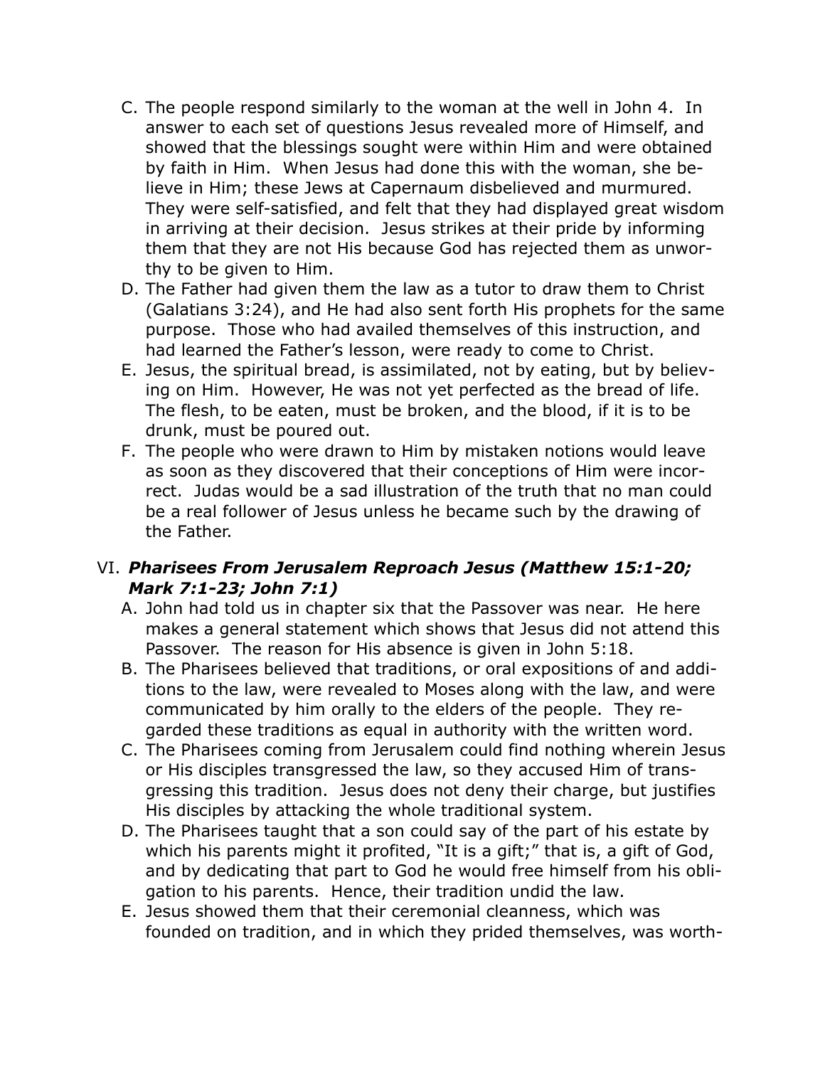C. The people respond similarly to the woman at the well in John 4. In answer to each set of questions Jesus revealed more of Himself, and showed that the blessings sought were within Him and were obtained by faith in Him. When Jesus had done this with the woman, she believe in Him; these Jews at Capernaum disbelieved and murmured. They were self-satisfied, and felt that they had displayed great wisdom in arriving at their decision. Jesus strikes at their pride by informing them that they are not His because God has rejected them as unworthy to be given to Him.

D. The Father had given them the law as a tutor to draw them to Christ (Galatians 3:24), and He had also sent forth His prophets for the same purpose. Those who had availed themselves of this instruction, and had learned the Father's lesson, were ready to come to Christ.

E. Jesus, the spiritual bread, is assimilated, not by eating, but by believing on Him. However, He was not yet perfected as the bread of life. The flesh, to be eaten, must be broken, and the blood, if it is to be drunk, must be poured out.

F. The people who were drawn to Him by mistaken notions would leave as soon as they discovered that their conceptions of Him were incorrect. Judas would be a sad illustration of the truth that no man could be a real follower of Jesus unless he became such by the drawing of the Father.

## VI. ***Pharisees From Jerusalem Reproach Jesus (Matthew 15:1-20; Mark 7:1-23; John 7:1)***

A. John had told us in chapter six that the Passover was near. He here makes a general statement which shows that Jesus did not attend this Passover. The reason for His absence is given in John 5:18.

B. The Pharisees believed that traditions, or oral expositions of and additions to the law, were revealed to Moses along with the law, and were communicated by him orally to the elders of the people. They regarded these traditions as equal in authority with the written word.

C. The Pharisees coming from Jerusalem could find nothing wherein Jesus or His disciples transgressed the law, so they accused Him of transgressing this tradition. Jesus does not deny their charge, but justifies His disciples by attacking the whole traditional system.

D. The Pharisees taught that a son could say of the part of his estate by which his parents might it profited, "It is a gift;" that is, a gift of God, and by dedicating that part to God he would free himself from his obligation to his parents. Hence, their tradition undid the law.

E. Jesus showed them that their ceremonial cleanness, which was founded on tradition, and in which they prided themselves, was worth-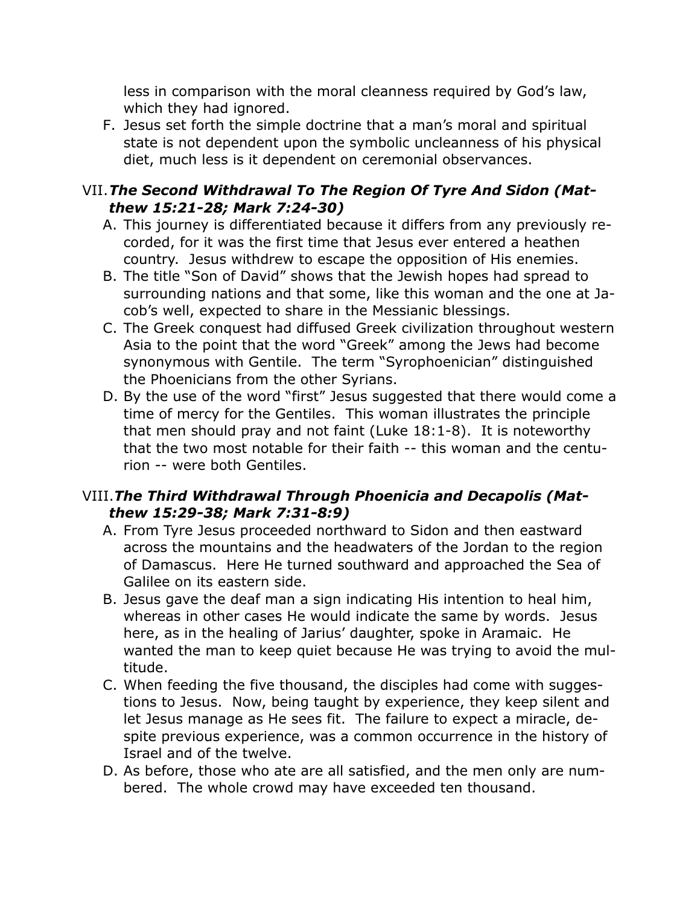less in comparison with the moral cleanness required by God's law, which they had ignored.

F. Jesus set forth the simple doctrine that a man's moral and spiritual state is not dependent upon the symbolic uncleanness of his physical diet, much less is it dependent on ceremonial observances.

## VII. *The Second Withdrawal To The Region Of Tyre And Sidon (Matthew 15:21-28; Mark 7:24-30)*

A. This journey is differentiated because it differs from any previously recorded, for it was the first time that Jesus ever entered a heathen country. Jesus withdrew to escape the opposition of His enemies.

B. The title "Son of David" shows that the Jewish hopes had spread to surrounding nations and that some, like this woman and the one at Jacob's well, expected to share in the Messianic blessings.

C. The Greek conquest had diffused Greek civilization throughout western Asia to the point that the word "Greek" among the Jews had become synonymous with Gentile. The term "Syrophoenician" distinguished the Phoenicians from the other Syrians.

D. By the use of the word "first" Jesus suggested that there would come a time of mercy for the Gentiles. This woman illustrates the principle that men should pray and not faint (Luke 18:1-8). It is noteworthy that the two most notable for their faith -- this woman and the centurion -- were both Gentiles.

## VIII. *The Third Withdrawal Through Phoenicia and Decapolis (Matthew 15:29-38; Mark 7:31-8:9)*

A. From Tyre Jesus proceeded northward to Sidon and then eastward across the mountains and the headwaters of the Jordan to the region of Damascus. Here He turned southward and approached the Sea of Galilee on its eastern side.

B. Jesus gave the deaf man a sign indicating His intention to heal him, whereas in other cases He would indicate the same by words. Jesus here, as in the healing of Jarius' daughter, spoke in Aramaic. He wanted the man to keep quiet because He was trying to avoid the multitude.

C. When feeding the five thousand, the disciples had come with suggestions to Jesus. Now, being taught by experience, they keep silent and let Jesus manage as He sees fit. The failure to expect a miracle, despite previous experience, was a common occurrence in the history of Israel and of the twelve.

D. As before, those who ate are all satisfied, and the men only are numbered. The whole crowd may have exceeded ten thousand.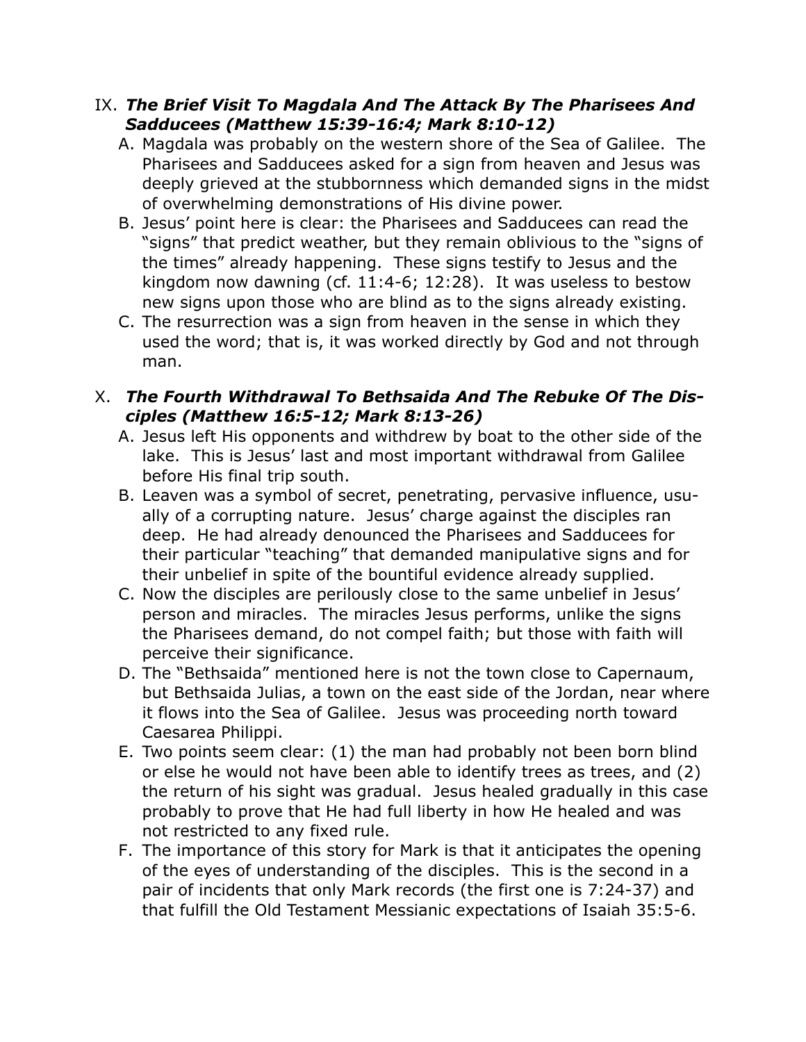## IX. *The Brief Visit To Magdala And The Attack By The Pharisees And Sadducees (Matthew 15:39-16:4; Mark 8:10-12)*

A. Magdala was probably on the western shore of the Sea of Galilee. The Pharisees and Sadducees asked for a sign from heaven and Jesus was deeply grieved at the stubbornness which demanded signs in the midst of overwhelming demonstrations of His divine power.

B. Jesus' point here is clear: the Pharisees and Sadducees can read the "signs" that predict weather, but they remain oblivious to the "signs of the times" already happening. These signs testify to Jesus and the kingdom now dawning (cf. 11:4-6; 12:28). It was useless to bestow new signs upon those who are blind as to the signs already existing.

C. The resurrection was a sign from heaven in the sense in which they used the word; that is, it was worked directly by God and not through man.

## X. *The Fourth Withdrawal To Bethsaida And The Rebuke Of The Disciples (Matthew 16:5-12; Mark 8:13-26)*

A. Jesus left His opponents and withdrew by boat to the other side of the lake. This is Jesus' last and most important withdrawal from Galilee before His final trip south.

B. Leaven was a symbol of secret, penetrating, pervasive influence, usually of a corrupting nature. Jesus' charge against the disciples ran deep. He had already denounced the Pharisees and Sadducees for their particular "teaching" that demanded manipulative signs and for their unbelief in spite of the bountiful evidence already supplied.

C. Now the disciples are perilously close to the same unbelief in Jesus' person and miracles. The miracles Jesus performs, unlike the signs the Pharisees demand, do not compel faith; but those with faith will perceive their significance.

D. The "Bethsaida" mentioned here is not the town close to Capernaum, but Bethsaida Julias, a town on the east side of the Jordan, near where it flows into the Sea of Galilee. Jesus was proceeding north toward Caesarea Philippi.

E. Two points seem clear: (1) the man had probably not been born blind or else he would not have been able to identify trees as trees, and (2) the return of his sight was gradual. Jesus healed gradually in this case probably to prove that He had full liberty in how He healed and was not restricted to any fixed rule.

F. The importance of this story for Mark is that it anticipates the opening of the eyes of understanding of the disciples. This is the second in a pair of incidents that only Mark records (the first one is 7:24-37) and that fulfill the Old Testament Messianic expectations of Isaiah 35:5-6.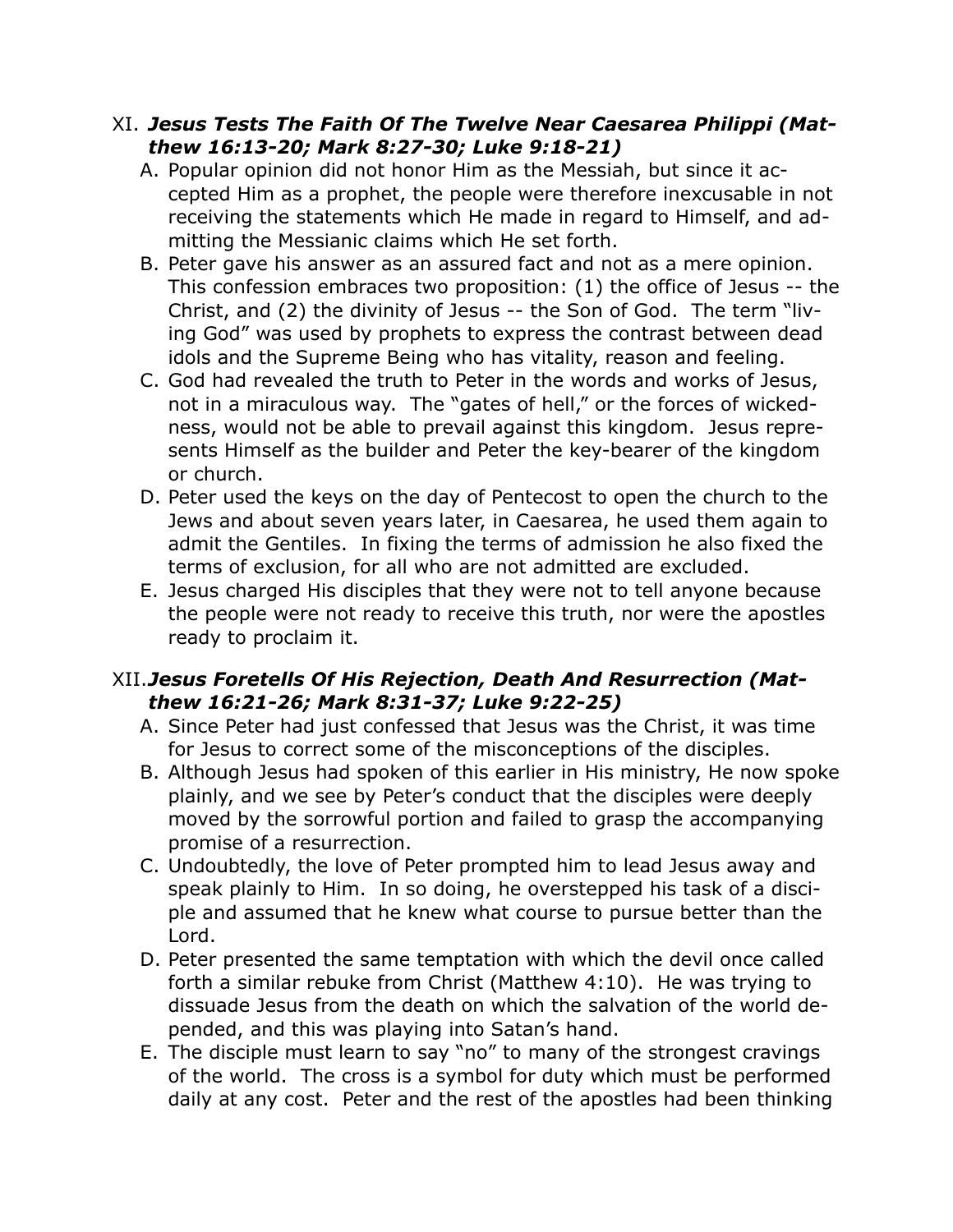## XI. *Jesus Tests The Faith Of The Twelve Near Caesarea Philippi (Matthew 16:13-20; Mark 8:27-30; Luke 9:18-21)*

A. Popular opinion did not honor Him as the Messiah, but since it accepted Him as a prophet, the people were therefore inexcusable in not receiving the statements which He made in regard to Himself, and admitting the Messianic claims which He set forth.

B. Peter gave his answer as an assured fact and not as a mere opinion. This confession embraces two proposition: (1) the office of Jesus -- the Christ, and (2) the divinity of Jesus -- the Son of God. The term "living God" was used by prophets to express the contrast between dead idols and the Supreme Being who has vitality, reason and feeling.

C. God had revealed the truth to Peter in the words and works of Jesus, not in a miraculous way. The "gates of hell," or the forces of wickedness, would not be able to prevail against this kingdom. Jesus represents Himself as the builder and Peter the key-bearer of the kingdom or church.

D. Peter used the keys on the day of Pentecost to open the church to the Jews and about seven years later, in Caesarea, he used them again to admit the Gentiles. In fixing the terms of admission he also fixed the terms of exclusion, for all who are not admitted are excluded.

E. Jesus charged His disciples that they were not to tell anyone because the people were not ready to receive this truth, nor were the apostles ready to proclaim it.

## XII. *Jesus Foretells Of His Rejection, Death And Resurrection (Matthew 16:21-26; Mark 8:31-37; Luke 9:22-25)*

A. Since Peter had just confessed that Jesus was the Christ, it was time for Jesus to correct some of the misconceptions of the disciples.

B. Although Jesus had spoken of this earlier in His ministry, He now spoke plainly, and we see by Peter's conduct that the disciples were deeply moved by the sorrowful portion and failed to grasp the accompanying promise of a resurrection.

C. Undoubtedly, the love of Peter prompted him to lead Jesus away and speak plainly to Him. In so doing, he overstepped his task of a disciple and assumed that he knew what course to pursue better than the Lord.

D. Peter presented the same temptation with which the devil once called forth a similar rebuke from Christ (Matthew 4:10). He was trying to dissuade Jesus from the death on which the salvation of the world depended, and this was playing into Satan's hand.

E. The disciple must learn to say "no" to many of the strongest cravings of the world. The cross is a symbol for duty which must be performed daily at any cost. Peter and the rest of the apostles had been thinking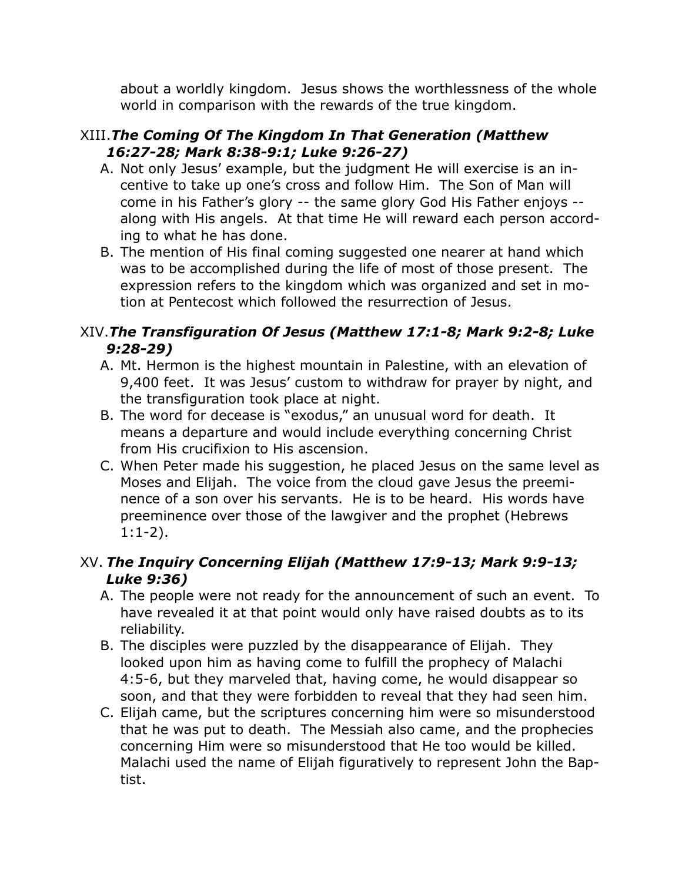about a worldly kingdom. Jesus shows the worthlessness of the whole world in comparison with the rewards of the true kingdom.

XIII. ***The Coming Of The Kingdom In That Generation (Matthew 16:27-28; Mark 8:38-9:1; Luke 9:26-27)***

A. Not only Jesus' example, but the judgment He will exercise is an incentive to take up one's cross and follow Him. The Son of Man will come in his Father's glory -- the same glory God His Father enjoys -- along with His angels. At that time He will reward each person according to what he has done.

B. The mention of His final coming suggested one nearer at hand which was to be accomplished during the life of most of those present. The expression refers to the kingdom which was organized and set in motion at Pentecost which followed the resurrection of Jesus.

XIV. ***The Transfiguration Of Jesus (Matthew 17:1-8; Mark 9:2-8; Luke 9:28-29)***

A. Mt. Hermon is the highest mountain in Palestine, with an elevation of 9,400 feet. It was Jesus' custom to withdraw for prayer by night, and the transfiguration took place at night.

B. The word for decease is "exodus," an unusual word for death. It means a departure and would include everything concerning Christ from His crucifixion to His ascension.

C. When Peter made his suggestion, he placed Jesus on the same level as Moses and Elijah. The voice from the cloud gave Jesus the preeminence of a son over his servants. He is to be heard. His words have preeminence over those of the lawgiver and the prophet (Hebrews 1:1-2).

XV. ***The Inquiry Concerning Elijah (Matthew 17:9-13; Mark 9:9-13; Luke 9:36)***

A. The people were not ready for the announcement of such an event. To have revealed it at that point would only have raised doubts as to its reliability.

B. The disciples were puzzled by the disappearance of Elijah. They looked upon him as having come to fulfill the prophecy of Malachi 4:5-6, but they marveled that, having come, he would disappear so soon, and that they were forbidden to reveal that they had seen him.

C. Elijah came, but the scriptures concerning him were so misunderstood that he was put to death. The Messiah also came, and the prophecies concerning Him were so misunderstood that He too would be killed. Malachi used the name of Elijah figuratively to represent John the Baptist.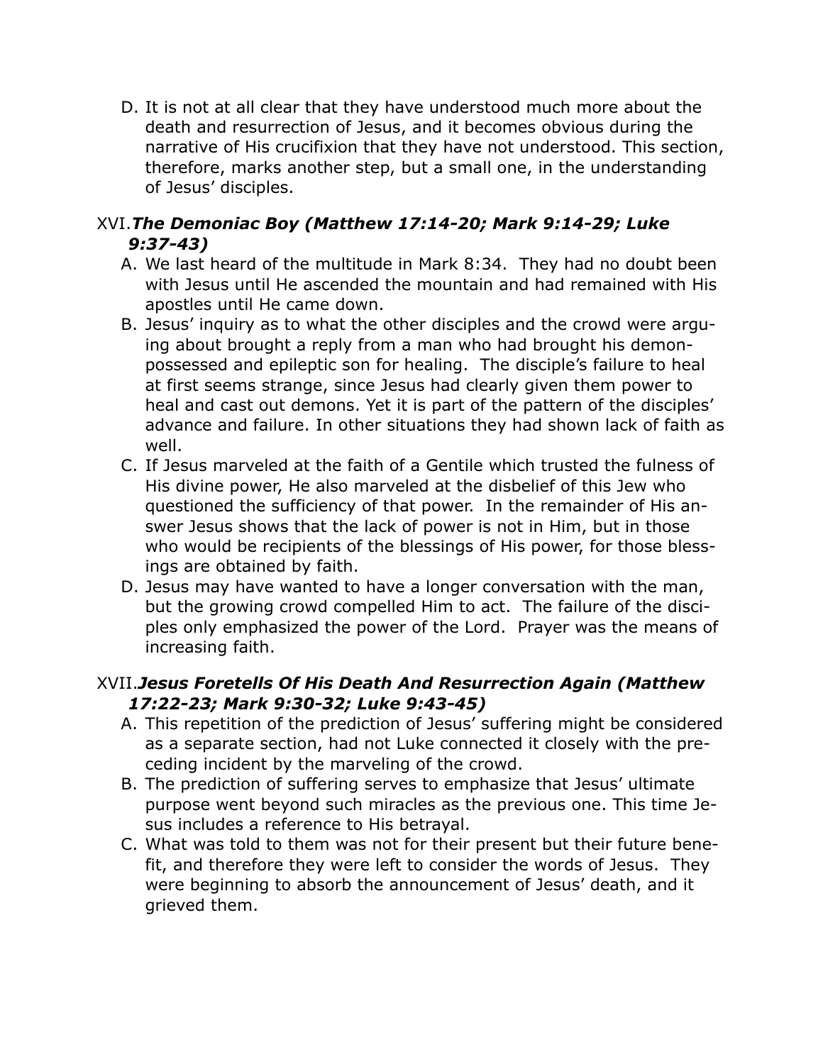D. It is not at all clear that they have understood much more about the death and resurrection of Jesus, and it becomes obvious during the narrative of His crucifixion that they have not understood. This section, therefore, marks another step, but a small one, in the understanding of Jesus' disciples.

## XVI. *The Demoniac Boy (Matthew 17:14-20; Mark 9:14-29; Luke 9:37-43)*

A. We last heard of the multitude in Mark 8:34. They had no doubt been with Jesus until He ascended the mountain and had remained with His apostles until He came down.

B. Jesus' inquiry as to what the other disciples and the crowd were arguing about brought a reply from a man who had brought his demon-possessed and epileptic son for healing. The disciple's failure to heal at first seems strange, since Jesus had clearly given them power to heal and cast out demons. Yet it is part of the pattern of the disciples' advance and failure. In other situations they had shown lack of faith as well.

C. If Jesus marveled at the faith of a Gentile which trusted the fulness of His divine power, He also marveled at the disbelief of this Jew who questioned the sufficiency of that power. In the remainder of His answer Jesus shows that the lack of power is not in Him, but in those who would be recipients of the blessings of His power, for those blessings are obtained by faith.

D. Jesus may have wanted to have a longer conversation with the man, but the growing crowd compelled Him to act. The failure of the disciples only emphasized the power of the Lord. Prayer was the means of increasing faith.

## XVII. *Jesus Foretells Of His Death And Resurrection Again (Matthew 17:22-23; Mark 9:30-32; Luke 9:43-45)*

A. This repetition of the prediction of Jesus' suffering might be considered as a separate section, had not Luke connected it closely with the preceding incident by the marveling of the crowd.

B. The prediction of suffering serves to emphasize that Jesus' ultimate purpose went beyond such miracles as the previous one. This time Jesus includes a reference to His betrayal.

C. What was told to them was not for their present but their future benefit, and therefore they were left to consider the words of Jesus. They were beginning to absorb the announcement of Jesus' death, and it grieved them.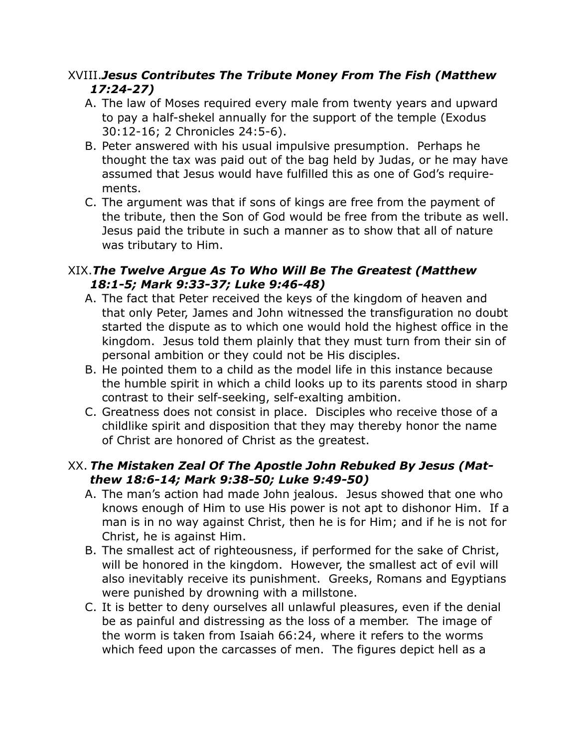## XVIII. *Jesus Contributes The Tribute Money From The Fish (Matthew 17:24-27)*

A. The law of Moses required every male from twenty years and upward to pay a half-shekel annually for the support of the temple (Exodus 30:12-16; 2 Chronicles 24:5-6).

B. Peter answered with his usual impulsive presumption. Perhaps he thought the tax was paid out of the bag held by Judas, or he may have assumed that Jesus would have fulfilled this as one of God's requirements.

C. The argument was that if sons of kings are free from the payment of the tribute, then the Son of God would be free from the tribute as well. Jesus paid the tribute in such a manner as to show that all of nature was tributary to Him.

## XIX. *The Twelve Argue As To Who Will Be The Greatest (Matthew 18:1-5; Mark 9:33-37; Luke 9:46-48)*

A. The fact that Peter received the keys of the kingdom of heaven and that only Peter, James and John witnessed the transfiguration no doubt started the dispute as to which one would hold the highest office in the kingdom. Jesus told them plainly that they must turn from their sin of personal ambition or they could not be His disciples.

B. He pointed them to a child as the model life in this instance because the humble spirit in which a child looks up to its parents stood in sharp contrast to their self-seeking, self-exalting ambition.

C. Greatness does not consist in place. Disciples who receive those of a childlike spirit and disposition that they may thereby honor the name of Christ are honored of Christ as the greatest.

## XX. *The Mistaken Zeal Of The Apostle John Rebuked By Jesus (Matthew 18:6-14; Mark 9:38-50; Luke 9:49-50)*

A. The man's action had made John jealous. Jesus showed that one who knows enough of Him to use His power is not apt to dishonor Him. If a man is in no way against Christ, then he is for Him; and if he is not for Christ, he is against Him.

B. The smallest act of righteousness, if performed for the sake of Christ, will be honored in the kingdom. However, the smallest act of evil will also inevitably receive its punishment. Greeks, Romans and Egyptians were punished by drowning with a millstone.

C. It is better to deny ourselves all unlawful pleasures, even if the denial be as painful and distressing as the loss of a member. The image of the worm is taken from Isaiah 66:24, where it refers to the worms which feed upon the carcasses of men. The figures depict hell as a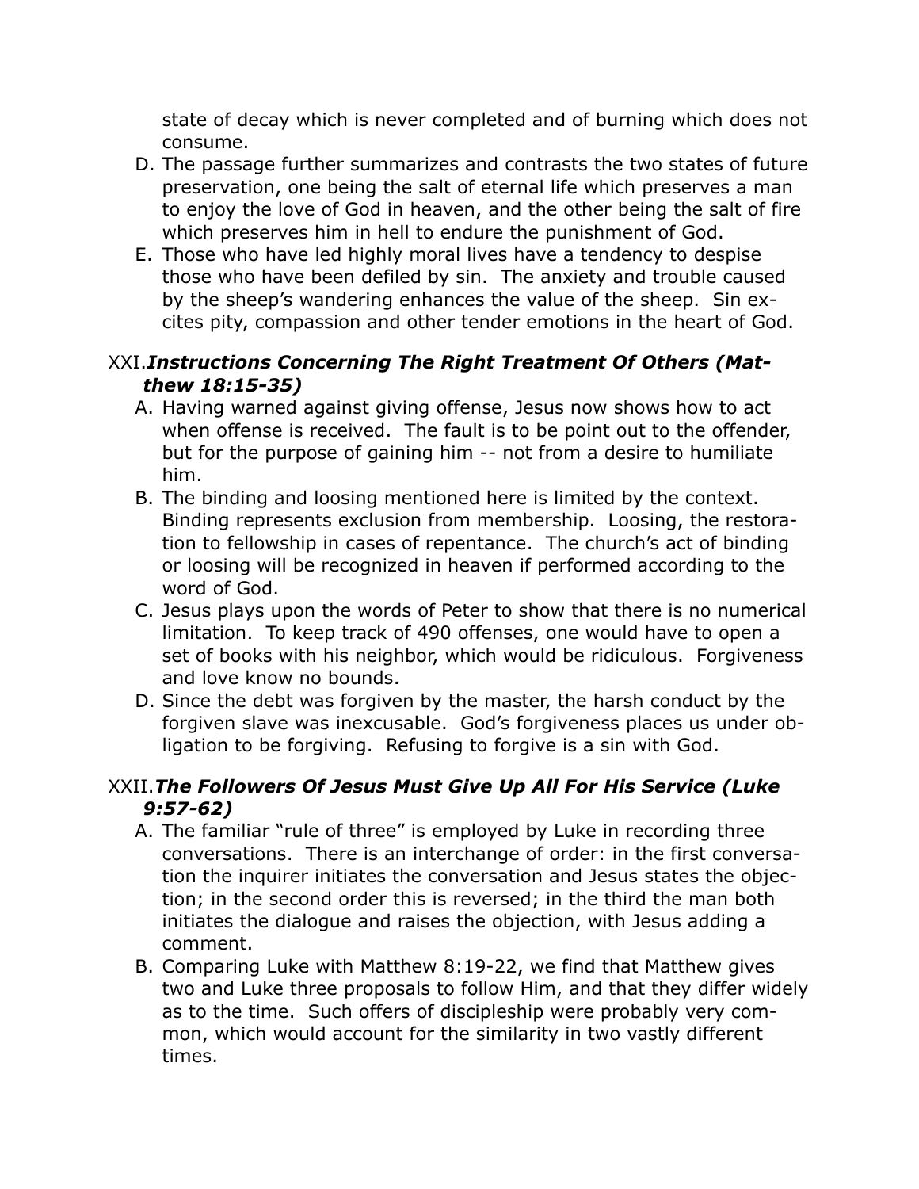state of decay which is never completed and of burning which does not consume.

D. The passage further summarizes and contrasts the two states of future preservation, one being the salt of eternal life which preserves a man to enjoy the love of God in heaven, and the other being the salt of fire which preserves him in hell to endure the punishment of God.

E. Those who have led highly moral lives have a tendency to despise those who have been defiled by sin. The anxiety and trouble caused by the sheep's wandering enhances the value of the sheep. Sin excites pity, compassion and other tender emotions in the heart of God.

## XXI. *Instructions Concerning The Right Treatment Of Others (Matthew 18:15-35)*

A. Having warned against giving offense, Jesus now shows how to act when offense is received. The fault is to be point out to the offender, but for the purpose of gaining him -- not from a desire to humiliate him.

B. The binding and loosing mentioned here is limited by the context. Binding represents exclusion from membership. Loosing, the restoration to fellowship in cases of repentance. The church's act of binding or loosing will be recognized in heaven if performed according to the word of God.

C. Jesus plays upon the words of Peter to show that there is no numerical limitation. To keep track of 490 offenses, one would have to open a set of books with his neighbor, which would be ridiculous. Forgiveness and love know no bounds.

D. Since the debt was forgiven by the master, the harsh conduct by the forgiven slave was inexcusable. God's forgiveness places us under obligation to be forgiving. Refusing to forgive is a sin with God.

## XXII. *The Followers Of Jesus Must Give Up All For His Service (Luke 9:57-62)*

A. The familiar "rule of three" is employed by Luke in recording three conversations. There is an interchange of order: in the first conversation the inquirer initiates the conversation and Jesus states the objection; in the second order this is reversed; in the third the man both initiates the dialogue and raises the objection, with Jesus adding a comment.

B. Comparing Luke with Matthew 8:19-22, we find that Matthew gives two and Luke three proposals to follow Him, and that they differ widely as to the time. Such offers of discipleship were probably very common, which would account for the similarity in two vastly different times.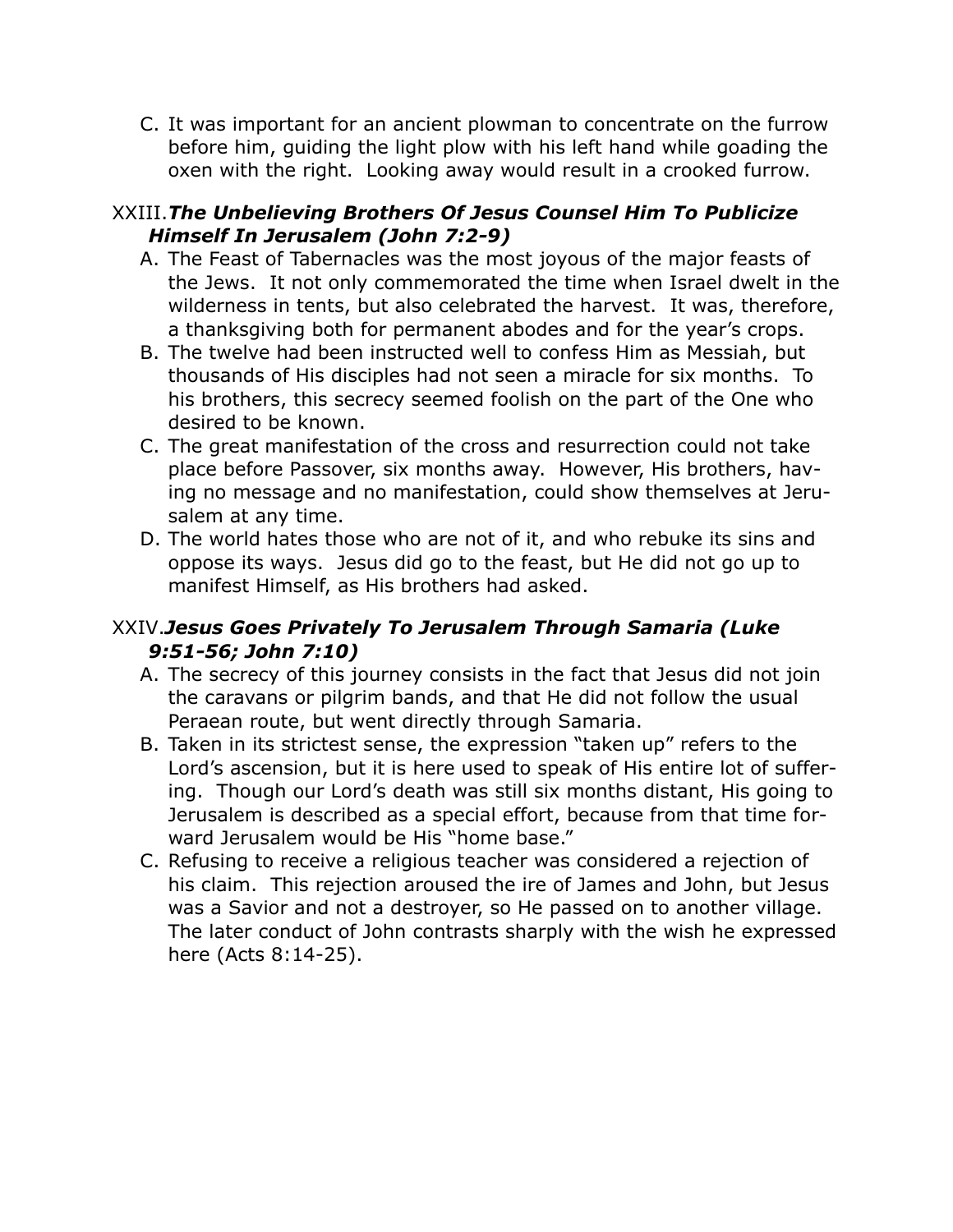C. It was important for an ancient plowman to concentrate on the furrow before him, guiding the light plow with his left hand while goading the oxen with the right. Looking away would result in a crooked furrow.

## XXIII. *The Unbelieving Brothers Of Jesus Counsel Him To Publicize Himself In Jerusalem (John 7:2-9)*

A. The Feast of Tabernacles was the most joyous of the major feasts of the Jews. It not only commemorated the time when Israel dwelt in the wilderness in tents, but also celebrated the harvest. It was, therefore, a thanksgiving both for permanent abodes and for the year's crops.

B. The twelve had been instructed well to confess Him as Messiah, but thousands of His disciples had not seen a miracle for six months. To his brothers, this secrecy seemed foolish on the part of the One who desired to be known.

C. The great manifestation of the cross and resurrection could not take place before Passover, six months away. However, His brothers, having no message and no manifestation, could show themselves at Jerusalem at any time.

D. The world hates those who are not of it, and who rebuke its sins and oppose its ways. Jesus did go to the feast, but He did not go up to manifest Himself, as His brothers had asked.

## XXIV. *Jesus Goes Privately To Jerusalem Through Samaria (Luke 9:51-56; John 7:10)*

A. The secrecy of this journey consists in the fact that Jesus did not join the caravans or pilgrim bands, and that He did not follow the usual Peraean route, but went directly through Samaria.

B. Taken in its strictest sense, the expression "taken up" refers to the Lord's ascension, but it is here used to speak of His entire lot of suffering. Though our Lord's death was still six months distant, His going to Jerusalem is described as a special effort, because from that time forward Jerusalem would be His "home base."

C. Refusing to receive a religious teacher was considered a rejection of his claim. This rejection aroused the ire of James and John, but Jesus was a Savior and not a destroyer, so He passed on to another village. The later conduct of John contrasts sharply with the wish he expressed here (Acts 8:14-25).